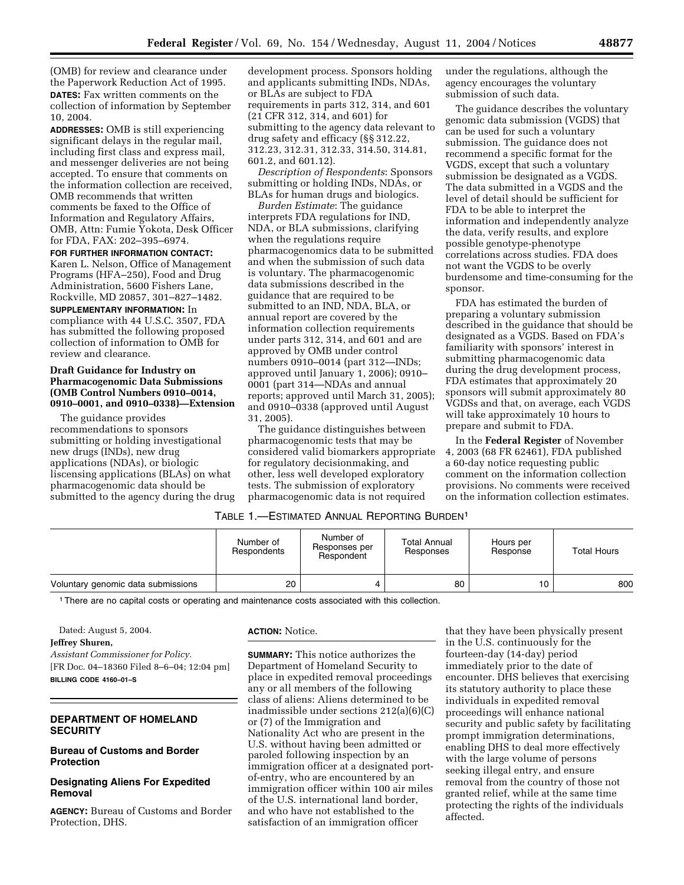(OMB) for review and clearance under the Paperwork Reduction Act of 1995.

**DATES:** Fax written comments on the collection of information by September 10, 2004.

**ADDRESSES:** OMB is still experiencing significant delays in the regular mail, including first class and express mail, and messenger deliveries are not being accepted. To ensure that comments on the information collection are received, OMB recommends that written comments be faxed to the Office of Information and Regulatory Affairs, OMB, Attn: Fumie Yokota, Desk Officer for FDA, FAX: 202–395–6974.

**FOR FURTHER INFORMATION CONTACT:** Karen L. Nelson, Office of Management Programs (HFA–250), Food and Drug Administration, 5600 Fishers Lane, Rockville, MD 20857, 301–827–1482.

**SUPPLEMENTARY INFORMATION:** In compliance with 44 U.S.C. 3507, FDA has submitted the following proposed collection of information to OMB for review and clearance.

### Draft Guidance for Industry on Pharmacogenomic Data Submissions (OMB Control Numbers 0910–0014, 0910–0001, and 0910–0338)—Extension

The guidance provides recommendations to sponsors submitting or holding investigational new drugs (INDs), new drug applications (NDAs), or biologic liscensing applications (BLAs) on what pharmacogenomic data should be submitted to the agency during the drug development process. Sponsors holding and applicants submitting INDs, NDAs, or BLAs are subject to FDA requirements in parts 312, 314, and 601 (21 CFR 312, 314, and 601) for submitting to the agency data relevant to drug safety and efficacy (§§ 312.22, 312.23, 312.31, 312.33, 314.50, 314.81, 601.2, and 601.12).

*Description of Respondents*: Sponsors submitting or holding INDs, NDAs, or BLAs for human drugs and biologics.

*Burden Estimate*: The guidance interprets FDA regulations for IND, NDA, or BLA submissions, clarifying when the regulations require pharmacogenomics data to be submitted and when the submission of such data is voluntary. The pharmacogenomic data submissions described in the guidance that are required to be submitted to an IND, NDA, BLA, or annual report are covered by the information collection requirements under parts 312, 314, and 601 and are approved by OMB under control numbers 0910–0014 (part 312—INDs; approved until January 1, 2006); 0910–0001 (part 314—NDAs and annual reports; approved until March 31, 2005); and 0910–0338 (approved until August 31, 2005).

The guidance distinguishes between pharmacogenomic tests that may be considered valid biomarkers appropriate for regulatory decisionmaking, and other, less well developed exploratory tests. The submission of exploratory pharmacogenomic data is not required under the regulations, although the agency encourages the voluntary submission of such data.

The guidance describes the voluntary genomic data submission (VGDS) that can be used for such a voluntary submission. The guidance does not recommend a specific format for the VGDS, except that such a voluntary submission be designated as a VGDS. The data submitted in a VGDS and the level of detail should be sufficient for FDA to be able to interpret the information and independently analyze the data, verify results, and explore possible genotype-phenotype correlations across studies. FDA does not want the VGDS to be overly burdensome and time-consuming for the sponsor.

FDA has estimated the burden of preparing a voluntary submission described in the guidance that should be designated as a VGDS. Based on FDA's familiarity with sponsors' interest in submitting pharmacogenomic data during the drug development process, FDA estimates that approximately 20 sponsors will submit approximately 80 VGDSs and that, on average, each VGDS will take approximately 10 hours to prepare and submit to FDA.

In the **Federal Register** of November 4, 2003 (68 FR 62461), FDA published a 60-day notice requesting public comment on the information collection provisions. No comments were received on the information collection estimates.

TABLE 1.—ESTIMATED ANNUAL REPORTING BURDEN[1]

| | Number of Respondents | Number of Responses per Respondent | Total Annual Responses | Hours per Response | Total Hours |
|---|---|---|---|---|---|
| Voluntary genomic data submissions | 20 | 4 | 80 | 10 | 800 |

[1] There are no capital costs or operating and maintenance costs associated with this collection.

Dated: August 5, 2004.

**Jeffrey Shuren,**

*Assistant Commissioner for Policy.*

[FR Doc. 04–18360 Filed 8–6–04; 12:04 pm]

**BILLING CODE 4160–01–S**

## DEPARTMENT OF HOMELAND SECURITY

### Bureau of Customs and Border Protection

### Designating Aliens For Expedited Removal

**AGENCY:** Bureau of Customs and Border Protection, DHS.

**ACTION:** Notice.

**SUMMARY:** This notice authorizes the Department of Homeland Security to place in expedited removal proceedings any or all members of the following class of aliens: Aliens determined to be inadmissible under sections 212(a)(6)(C) or (7) of the Immigration and Nationality Act who are present in the U.S. without having been admitted or paroled following inspection by an immigration officer at a designated port-of-entry, who are encountered by an immigration officer within 100 air miles of the U.S. international land border, and who have not established to the satisfaction of an immigration officer that they have been physically present in the U.S. continuously for the fourteen-day (14-day) period immediately prior to the date of encounter. DHS believes that exercising its statutory authority to place these individuals in expedited removal proceedings will enhance national security and public safety by facilitating prompt immigration determinations, enabling DHS to deal more effectively with the large volume of persons seeking illegal entry, and ensure removal from the country of those not granted relief, while at the same time protecting the rights of the individuals affected.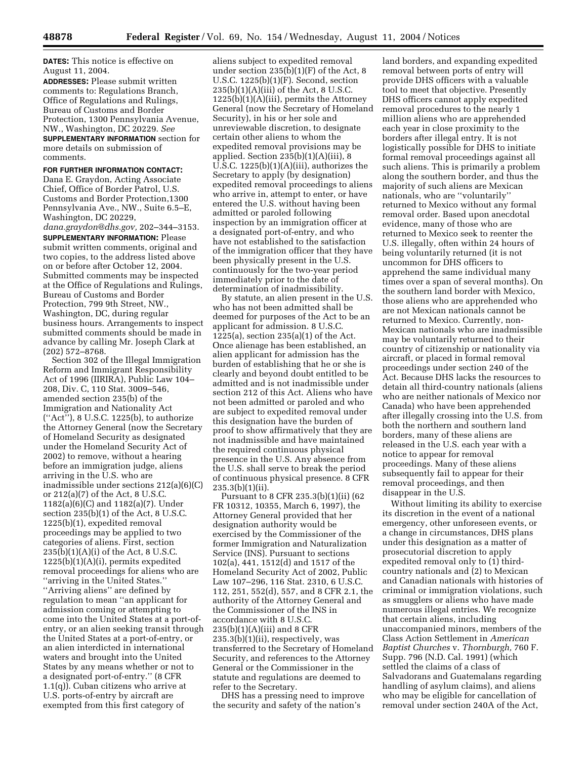**DATES:** This notice is effective on August 11, 2004.

**ADDRESSES:** Please submit written comments to: Regulations Branch, Office of Regulations and Rulings, Bureau of Customs and Border Protection, 1300 Pennsylvania Avenue, NW., Washington, DC 20229. *See* **SUPPLEMENTARY INFORMATION** section for more details on submission of comments.

**FOR FURTHER INFORMATION CONTACT:** Dana E. Graydon, Acting Associate Chief, Office of Border Patrol, U.S. Customs and Border Protection,1300 Pennsylvania Ave., NW., Suite 6.5–E, Washington, DC 20229, *dana.graydon@dhs.gov,* 202–344–3153.

**SUPPLEMENTARY INFORMATION:** Please submit written comments, original and two copies, to the address listed above on or before after October 12, 2004. Submitted comments may be inspected at the Office of Regulations and Rulings, Bureau of Customs and Border Protection, 799 9th Street, NW., Washington, DC, during regular business hours. Arrangements to inspect submitted comments should be made in advance by calling Mr. Joseph Clark at (202) 572–8768.

Section 302 of the Illegal Immigration Reform and Immigrant Responsibility Act of 1996 (IIRIRA), Public Law 104–208, Div. C, 110 Stat. 3009–546, amended section 235(b) of the Immigration and Nationality Act (''Act''), 8 U.S.C. 1225(b), to authorize the Attorney General (now the Secretary of Homeland Security as designated under the Homeland Security Act of 2002) to remove, without a hearing before an immigration judge, aliens arriving in the U.S. who are inadmissible under sections 212(a)(6)(C) or 212(a)(7) of the Act, 8 U.S.C. 1182(a)(6)(C) and 1182(a)(7). Under section 235(b)(1) of the Act, 8 U.S.C. 1225(b)(1), expedited removal proceedings may be applied to two categories of aliens. First, section 235(b)(1)(A)(i) of the Act, 8 U.S.C. 1225(b)(1)(A)(i), permits expedited removal proceedings for aliens who are ''arriving in the United States.'' ''Arriving aliens'' are defined by regulation to mean ''an applicant for admission coming or attempting to come into the United States at a port-of-entry, or an alien seeking transit through the United States at a port-of-entry, or an alien interdicted in international waters and brought into the United States by any means whether or not to a designated port-of-entry.'' (8 CFR 1.1(q)). Cuban citizens who arrive at U.S. ports-of-entry by aircraft are exempted from this first category of aliens subject to expedited removal under section 235(b)(1)(F) of the Act, 8 U.S.C. 1225(b)(1)(F). Second, section 235(b)(1)(A)(iii) of the Act, 8 U.S.C. 1225(b)(1)(A)(iii), permits the Attorney General (now the Secretary of Homeland Security), in his or her sole and unreviewable discretion, to designate certain other aliens to whom the expedited removal provisions may be applied. Section 235(b)(1)(A)(iii), 8 U.S.C. 1225(b)(1)(A)(iii), authorizes the Secretary to apply (by designation) expedited removal proceedings to aliens who arrive in, attempt to enter, or have entered the U.S. without having been admitted or paroled following inspection by an immigration officer at a designated port-of-entry, and who have not established to the satisfaction of the immigration officer that they have been physically present in the U.S. continuously for the two-year period immediately prior to the date of determination of inadmissibility.

By statute, an alien present in the U.S. who has not been admitted shall be deemed for purposes of the Act to be an applicant for admission. 8 U.S.C. 1225(a), section 235(a)(1) of the Act. Once alienage has been established, an alien applicant for admission has the burden of establishing that he or she is clearly and beyond doubt entitled to be admitted and is not inadmissible under section 212 of this Act. Aliens who have not been admitted or paroled and who are subject to expedited removal under this designation have the burden of proof to show affirmatively that they are not inadmissible and have maintained the required continuous physical presence in the U.S. Any absence from the U.S. shall serve to break the period of continuous physical presence. 8 CFR 235.3(b)(1)(ii).

Pursuant to 8 CFR 235.3(b)(1)(ii) (62 FR 10312, 10355, March 6, 1997), the Attorney General provided that her designation authority would be exercised by the Commissioner of the former Immigration and Naturalization Service (INS). Pursuant to sections 102(a), 441, 1512(d) and 1517 of the Homeland Security Act of 2002, Public Law 107–296, 116 Stat. 2310, 6 U.S.C. 112, 251, 552(d), 557, and 8 CFR 2.1, the authority of the Attorney General and the Commissioner of the INS in accordance with 8 U.S.C. 235(b)(1)(A)(iii) and 8 CFR 235.3(b)(1)(ii), respectively, was transferred to the Secretary of Homeland Security, and references to the Attorney General or the Commissioner in the statute and regulations are deemed to refer to the Secretary.

DHS has a pressing need to improve the security and safety of the nation's land borders, and expanding expedited removal between ports of entry will provide DHS officers with a valuable tool to meet that objective. Presently DHS officers cannot apply expedited removal procedures to the nearly 1 million aliens who are apprehended each year in close proximity to the borders after illegal entry. It is not logistically possible for DHS to initiate formal removal proceedings against all such aliens. This is primarily a problem along the southern border, and thus the majority of such aliens are Mexican nationals, who are ''voluntarily'' returned to Mexico without any formal removal order. Based upon anecdotal evidence, many of those who are returned to Mexico seek to reenter the U.S. illegally, often within 24 hours of being voluntarily returned (it is not uncommon for DHS officers to apprehend the same individual many times over a span of several months). On the southern land border with Mexico, those aliens who are apprehended who are not Mexican nationals cannot be returned to Mexico. Currently, non-Mexican nationals who are inadmissible may be voluntarily returned to their country of citizenship or nationality via aircraft, or placed in formal removal proceedings under section 240 of the Act. Because DHS lacks the resources to detain all third-country nationals (aliens who are neither nationals of Mexico nor Canada) who have been apprehended after illegally crossing into the U.S. from both the northern and southern land borders, many of these aliens are released in the U.S. each year with a notice to appear for removal proceedings. Many of these aliens subsequently fail to appear for their removal proceedings, and then disappear in the U.S.

Without limiting its ability to exercise its discretion in the event of a national emergency, other unforeseen events, or a change in circumstances, DHS plans under this designation as a matter of prosecutorial discretion to apply expedited removal only to (1) third-country nationals and (2) to Mexican and Canadian nationals with histories of criminal or immigration violations, such as smugglers or aliens who have made numerous illegal entries. We recognize that certain aliens, including unaccompanied minors, members of the Class Action Settlement in *American Baptist Churches* v. *Thornburgh,* 760 F. Supp. 796 (N.D. Cal. 1991) (which settled the claims of a class of Salvadorans and Guatemalans regarding handling of asylum claims), and aliens who may be eligible for cancellation of removal under section 240A of the Act,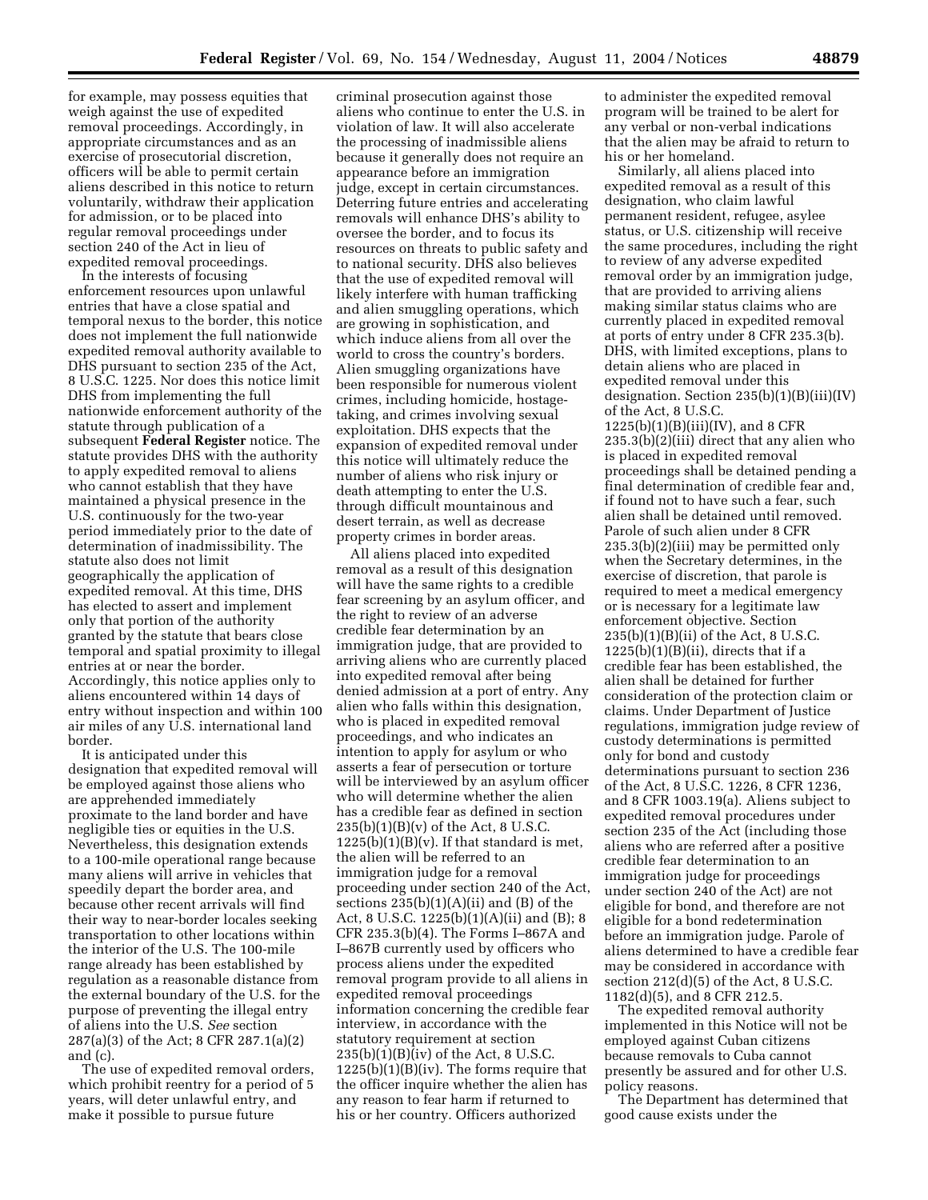for example, may possess equities that weigh against the use of expedited removal proceedings. Accordingly, in appropriate circumstances and as an exercise of prosecutorial discretion, officers will be able to permit certain aliens described in this notice to return voluntarily, withdraw their application for admission, or to be placed into regular removal proceedings under section 240 of the Act in lieu of expedited removal proceedings.

In the interests of focusing enforcement resources upon unlawful entries that have a close spatial and temporal nexus to the border, this notice does not implement the full nationwide expedited removal authority available to DHS pursuant to section 235 of the Act, 8 U.S.C. 1225. Nor does this notice limit DHS from implementing the full nationwide enforcement authority of the statute through publication of a subsequent **Federal Register** notice. The statute provides DHS with the authority to apply expedited removal to aliens who cannot establish that they have maintained a physical presence in the U.S. continuously for the two-year period immediately prior to the date of determination of inadmissibility. The statute also does not limit geographically the application of expedited removal. At this time, DHS has elected to assert and implement only that portion of the authority granted by the statute that bears close temporal and spatial proximity to illegal entries at or near the border. Accordingly, this notice applies only to aliens encountered within 14 days of entry without inspection and within 100 air miles of any U.S. international land border.

It is anticipated under this designation that expedited removal will be employed against those aliens who are apprehended immediately proximate to the land border and have negligible ties or equities in the U.S. Nevertheless, this designation extends to a 100-mile operational range because many aliens will arrive in vehicles that speedily depart the border area, and because other recent arrivals will find their way to near-border locales seeking transportation to other locations within the interior of the U.S. The 100-mile range already has been established by regulation as a reasonable distance from the external boundary of the U.S. for the purpose of preventing the illegal entry of aliens into the U.S. *See* section 287(a)(3) of the Act; 8 CFR 287.1(a)(2) and (c).

The use of expedited removal orders, which prohibit reentry for a period of 5 years, will deter unlawful entry, and make it possible to pursue future criminal prosecution against those aliens who continue to enter the U.S. in violation of law. It will also accelerate the processing of inadmissible aliens because it generally does not require an appearance before an immigration judge, except in certain circumstances. Deterring future entries and accelerating removals will enhance DHS's ability to oversee the border, and to focus its resources on threats to public safety and to national security. DHS also believes that the use of expedited removal will likely interfere with human trafficking and alien smuggling operations, which are growing in sophistication, and which induce aliens from all over the world to cross the country's borders. Alien smuggling organizations have been responsible for numerous violent crimes, including homicide, hostage-taking, and crimes involving sexual exploitation. DHS expects that the expansion of expedited removal under this notice will ultimately reduce the number of aliens who risk injury or death attempting to enter the U.S. through difficult mountainous and desert terrain, as well as decrease property crimes in border areas.

All aliens placed into expedited removal as a result of this designation will have the same rights to a credible fear screening by an asylum officer, and the right to review of an adverse credible fear determination by an immigration judge, that are provided to arriving aliens who are currently placed into expedited removal after being denied admission at a port of entry. Any alien who falls within this designation, who is placed in expedited removal proceedings, and who indicates an intention to apply for asylum or who asserts a fear of persecution or torture will be interviewed by an asylum officer who will determine whether the alien has a credible fear as defined in section 235(b)(1)(B)(v) of the Act, 8 U.S.C. 1225(b)(1)(B)(v). If that standard is met, the alien will be referred to an immigration judge for a removal proceeding under section 240 of the Act, sections 235(b)(1)(A)(ii) and (B) of the Act, 8 U.S.C. 1225(b)(1)(A)(ii) and (B); 8 CFR 235.3(b)(4). The Forms I–867A and I–867B currently used by officers who process aliens under the expedited removal program provide to all aliens in expedited removal proceedings information concerning the credible fear interview, in accordance with the statutory requirement at section 235(b)(1)(B)(iv) of the Act, 8 U.S.C. 1225(b)(1)(B)(iv). The forms require that the officer inquire whether the alien has any reason to fear harm if returned to his or her country. Officers authorized to administer the expedited removal program will be trained to be alert for any verbal or non-verbal indications that the alien may be afraid to return to his or her homeland.

Similarly, all aliens placed into expedited removal as a result of this designation, who claim lawful permanent resident, refugee, asylee status, or U.S. citizenship will receive the same procedures, including the right to review of any adverse expedited removal order by an immigration judge, that are provided to arriving aliens making similar status claims who are currently placed in expedited removal at ports of entry under 8 CFR 235.3(b). DHS, with limited exceptions, plans to detain aliens who are placed in expedited removal under this designation. Section 235(b)(1)(B)(iii)(IV) of the Act, 8 U.S.C. 1225(b)(1)(B)(iii)(IV), and 8 CFR 235.3(b)(2)(iii) direct that any alien who is placed in expedited removal proceedings shall be detained pending a final determination of credible fear and, if found not to have such a fear, such alien shall be detained until removed. Parole of such alien under 8 CFR 235.3(b)(2)(iii) may be permitted only when the Secretary determines, in the exercise of discretion, that parole is required to meet a medical emergency or is necessary for a legitimate law enforcement objective. Section 235(b)(1)(B)(ii) of the Act, 8 U.S.C. 1225(b)(1)(B)(ii), directs that if a credible fear has been established, the alien shall be detained for further consideration of the protection claim or claims. Under Department of Justice regulations, immigration judge review of custody determinations is permitted only for bond and custody determinations pursuant to section 236 of the Act, 8 U.S.C. 1226, 8 CFR 1236, and 8 CFR 1003.19(a). Aliens subject to expedited removal procedures under section 235 of the Act (including those aliens who are referred after a positive credible fear determination to an immigration judge for proceedings under section 240 of the Act) are not eligible for bond, and therefore are not eligible for a bond redetermination before an immigration judge. Parole of aliens determined to have a credible fear may be considered in accordance with section 212(d)(5) of the Act, 8 U.S.C. 1182(d)(5), and 8 CFR 212.5.

The expedited removal authority implemented in this Notice will not be employed against Cuban citizens because removals to Cuba cannot presently be assured and for other U.S. policy reasons.

The Department has determined that good cause exists under the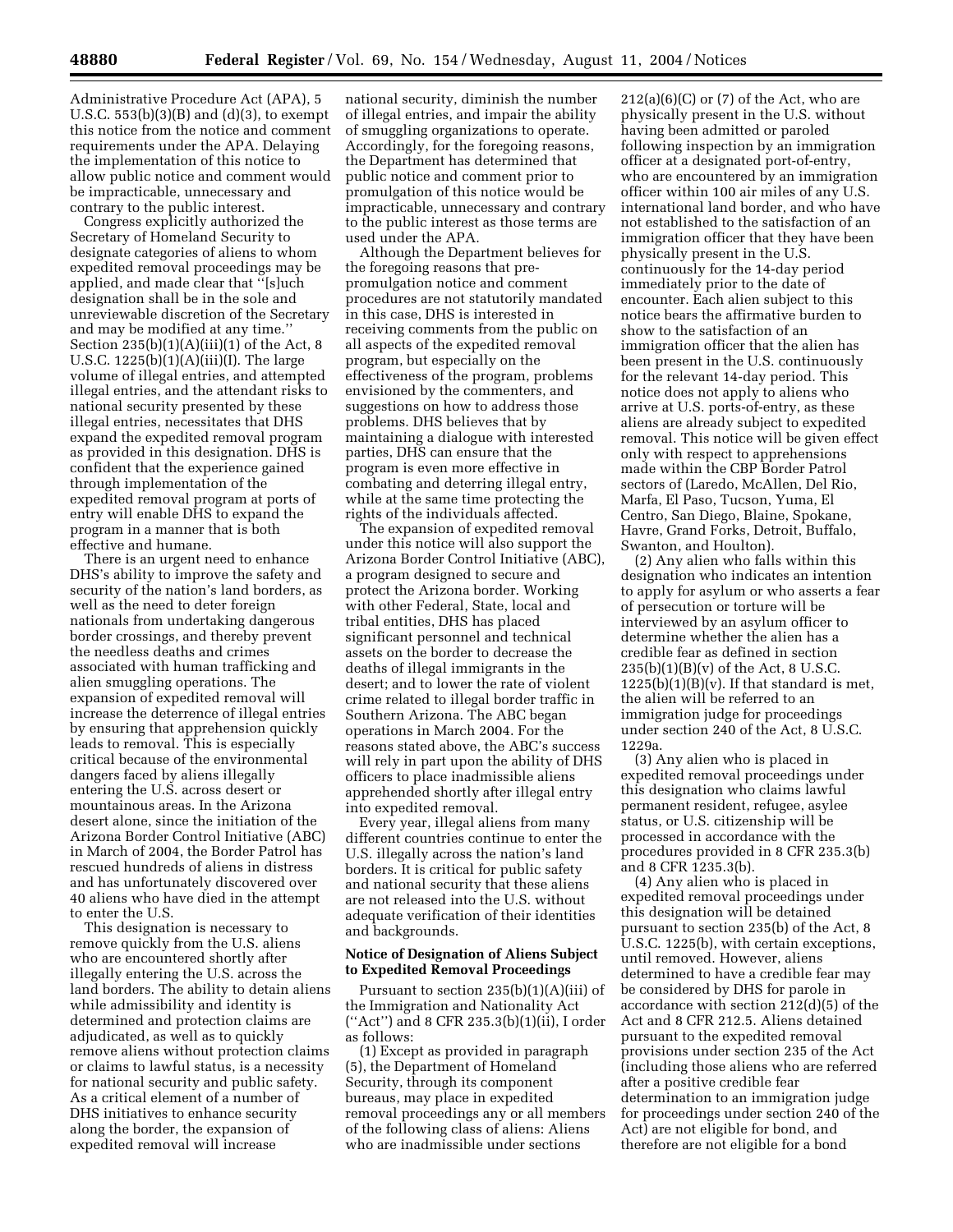Administrative Procedure Act (APA), 5 U.S.C. 553(b)(3)(B) and (d)(3), to exempt this notice from the notice and comment requirements under the APA. Delaying the implementation of this notice to allow public notice and comment would be impracticable, unnecessary and contrary to the public interest.

Congress explicitly authorized the Secretary of Homeland Security to designate categories of aliens to whom expedited removal proceedings may be applied, and made clear that ''[s]uch designation shall be in the sole and unreviewable discretion of the Secretary and may be modified at any time.'' Section 235(b)(1)(A)(iii)(1) of the Act, 8 U.S.C. 1225(b)(1)(A)(iii)(I). The large volume of illegal entries, and attempted illegal entries, and the attendant risks to national security presented by these illegal entries, necessitates that DHS expand the expedited removal program as provided in this designation. DHS is confident that the experience gained through implementation of the expedited removal program at ports of entry will enable DHS to expand the program in a manner that is both effective and humane.

There is an urgent need to enhance DHS's ability to improve the safety and security of the nation's land borders, as well as the need to deter foreign nationals from undertaking dangerous border crossings, and thereby prevent the needless deaths and crimes associated with human trafficking and alien smuggling operations. The expansion of expedited removal will increase the deterrence of illegal entries by ensuring that apprehension quickly leads to removal. This is especially critical because of the environmental dangers faced by aliens illegally entering the U.S. across desert or mountainous areas. In the Arizona desert alone, since the initiation of the Arizona Border Control Initiative (ABC) in March of 2004, the Border Patrol has rescued hundreds of aliens in distress and has unfortunately discovered over 40 aliens who have died in the attempt to enter the U.S.

This designation is necessary to remove quickly from the U.S. aliens who are encountered shortly after illegally entering the U.S. across the land borders. The ability to detain aliens while admissibility and identity is determined and protection claims are adjudicated, as well as to quickly remove aliens without protection claims or claims to lawful status, is a necessity for national security and public safety. As a critical element of a number of DHS initiatives to enhance security along the border, the expansion of expedited removal will increase national security, diminish the number of illegal entries, and impair the ability of smuggling organizations to operate. Accordingly, for the foregoing reasons, the Department has determined that public notice and comment prior to promulgation of this notice would be impracticable, unnecessary and contrary to the public interest as those terms are used under the APA.

Although the Department believes for the foregoing reasons that pre-promulgation notice and comment procedures are not statutorily mandated in this case, DHS is interested in receiving comments from the public on all aspects of the expedited removal program, but especially on the effectiveness of the program, problems envisioned by the commenters, and suggestions on how to address those problems. DHS believes that by maintaining a dialogue with interested parties, DHS can ensure that the program is even more effective in combating and deterring illegal entry, while at the same time protecting the rights of the individuals affected.

The expansion of expedited removal under this notice will also support the Arizona Border Control Initiative (ABC), a program designed to secure and protect the Arizona border. Working with other Federal, State, local and tribal entities, DHS has placed significant personnel and technical assets on the border to decrease the deaths of illegal immigrants in the desert; and to lower the rate of violent crime related to illegal border traffic in Southern Arizona. The ABC began operations in March 2004. For the reasons stated above, the ABC's success will rely in part upon the ability of DHS officers to place inadmissible aliens apprehended shortly after illegal entry into expedited removal.

Every year, illegal aliens from many different countries continue to enter the U.S. illegally across the nation's land borders. It is critical for public safety and national security that these aliens are not released into the U.S. without adequate verification of their identities and backgrounds.

**Notice of Designation of Aliens Subject to Expedited Removal Proceedings**

Pursuant to section 235(b)(1)(A)(iii) of the Immigration and Nationality Act (''Act'') and 8 CFR 235.3(b)(1)(ii), I order as follows:

(1) Except as provided in paragraph (5), the Department of Homeland Security, through its component bureaus, may place in expedited removal proceedings any or all members of the following class of aliens: Aliens who are inadmissible under sections 212(a)(6)(C) or (7) of the Act, who are physically present in the U.S. without having been admitted or paroled following inspection by an immigration officer at a designated port-of-entry, who are encountered by an immigration officer within 100 air miles of any U.S. international land border, and who have not established to the satisfaction of an immigration officer that they have been physically present in the U.S. continuously for the 14-day period immediately prior to the date of encounter. Each alien subject to this notice bears the affirmative burden to show to the satisfaction of an immigration officer that the alien has been present in the U.S. continuously for the relevant 14-day period. This notice does not apply to aliens who arrive at U.S. ports-of-entry, as these aliens are already subject to expedited removal. This notice will be given effect only with respect to apprehensions made within the CBP Border Patrol sectors of (Laredo, McAllen, Del Rio, Marfa, El Paso, Tucson, Yuma, El Centro, San Diego, Blaine, Spokane, Havre, Grand Forks, Detroit, Buffalo, Swanton, and Houlton).

(2) Any alien who falls within this designation who indicates an intention to apply for asylum or who asserts a fear of persecution or torture will be interviewed by an asylum officer to determine whether the alien has a credible fear as defined in section 235(b)(1)(B)(v) of the Act, 8 U.S.C. 1225(b)(1)(B)(v). If that standard is met, the alien will be referred to an immigration judge for proceedings under section 240 of the Act, 8 U.S.C. 1229a.

(3) Any alien who is placed in expedited removal proceedings under this designation who claims lawful permanent resident, refugee, asylee status, or U.S. citizenship will be processed in accordance with the procedures provided in 8 CFR 235.3(b) and 8 CFR 1235.3(b).

(4) Any alien who is placed in expedited removal proceedings under this designation will be detained pursuant to section 235(b) of the Act, 8 U.S.C. 1225(b), with certain exceptions, until removed. However, aliens determined to have a credible fear may be considered by DHS for parole in accordance with section 212(d)(5) of the Act and 8 CFR 212.5. Aliens detained pursuant to the expedited removal provisions under section 235 of the Act (including those aliens who are referred after a positive credible fear determination to an immigration judge for proceedings under section 240 of the Act) are not eligible for bond, and therefore are not eligible for a bond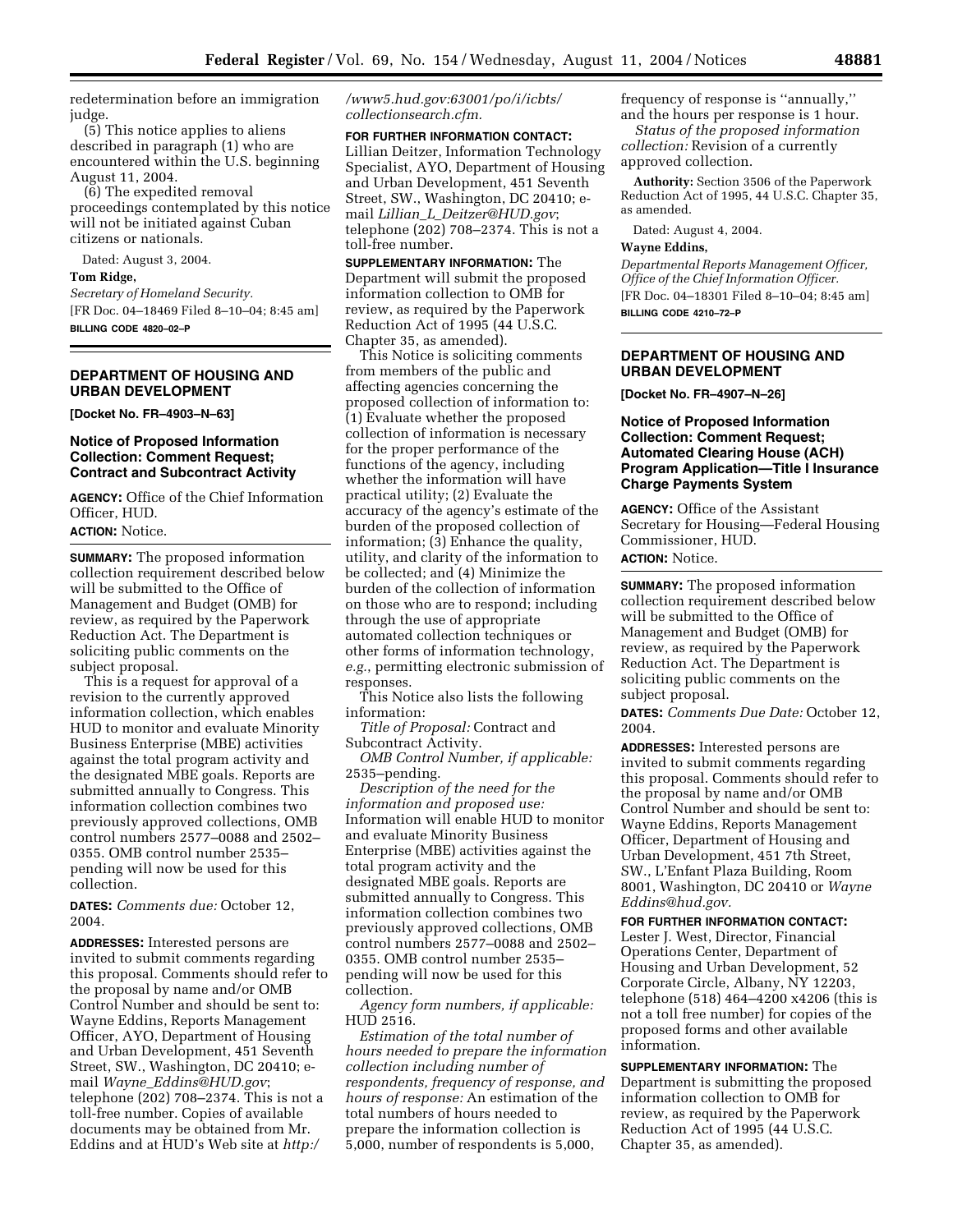redetermination before an immigration judge.

(5) This notice applies to aliens described in paragraph (1) who are encountered within the U.S. beginning August 11, 2004.

(6) The expedited removal proceedings contemplated by this notice will not be initiated against Cuban citizens or nationals.

Dated: August 3, 2004.

**Tom Ridge,**

*Secretary of Homeland Security.*

[FR Doc. 04–18469 Filed 8–10–04; 8:45 am]

**BILLING CODE 4820–02–P**

## DEPARTMENT OF HOUSING AND URBAN DEVELOPMENT

**[Docket No. FR–4903–N–63]**

### Notice of Proposed Information Collection: Comment Request; Contract and Subcontract Activity

**AGENCY:** Office of the Chief Information Officer, HUD.

**ACTION:** Notice.

**SUMMARY:** The proposed information collection requirement described below will be submitted to the Office of Management and Budget (OMB) for review, as required by the Paperwork Reduction Act. The Department is soliciting public comments on the subject proposal.

This is a request for approval of a revision to the currently approved information collection, which enables HUD to monitor and evaluate Minority Business Enterprise (MBE) activities against the total program activity and the designated MBE goals. Reports are submitted annually to Congress. This information collection combines two previously approved collections, OMB control numbers 2577–0088 and 2502–0355. OMB control number 2535–pending will now be used for this collection.

**DATES:** *Comments due:* October 12, 2004.

**ADDRESSES:** Interested persons are invited to submit comments regarding this proposal. Comments should refer to the proposal by name and/or OMB Control Number and should be sent to: Wayne Eddins, Reports Management Officer, AYO, Department of Housing and Urban Development, 451 Seventh Street, SW., Washington, DC 20410; e-mail *Wayne_Eddins@HUD.gov*; telephone (202) 708–2374. This is not a toll-free number. Copies of available documents may be obtained from Mr. Eddins and at HUD's Web site at *http://www5.hud.gov:63001/po/i/icbts/collectionsearch.cfm.*

**FOR FURTHER INFORMATION CONTACT:** Lillian Deitzer, Information Technology Specialist, AYO, Department of Housing and Urban Development, 451 Seventh Street, SW., Washington, DC 20410; e-mail *Lillian_L_Deitzer@HUD.gov*; telephone (202) 708–2374. This is not a toll-free number.

**SUPPLEMENTARY INFORMATION:** The Department will submit the proposed information collection to OMB for review, as required by the Paperwork Reduction Act of 1995 (44 U.S.C. Chapter 35, as amended).

This Notice is soliciting comments from members of the public and affecting agencies concerning the proposed collection of information to: (1) Evaluate whether the proposed collection of information is necessary for the proper performance of the functions of the agency, including whether the information will have practical utility; (2) Evaluate the accuracy of the agency's estimate of the burden of the proposed collection of information; (3) Enhance the quality, utility, and clarity of the information to be collected; and (4) Minimize the burden of the collection of information on those who are to respond; including through the use of appropriate automated collection techniques or other forms of information technology, *e.g.*, permitting electronic submission of responses.

This Notice also lists the following information:

*Title of Proposal:* Contract and Subcontract Activity.

*OMB Control Number, if applicable:* 2535–pending.

*Description of the need for the information and proposed use:* Information will enable HUD to monitor and evaluate Minority Business Enterprise (MBE) activities against the total program activity and the designated MBE goals. Reports are submitted annually to Congress. This information collection combines two previously approved collections, OMB control numbers 2577–0088 and 2502–0355. OMB control number 2535–pending will now be used for this collection.

*Agency form numbers, if applicable:* HUD 2516.

*Estimation of the total number of hours needed to prepare the information collection including number of respondents, frequency of response, and hours of response:* An estimation of the total numbers of hours needed to prepare the information collection is 5,000, number of respondents is 5,000, frequency of response is ''annually,'' and the hours per response is 1 hour.

*Status of the proposed information collection:* Revision of a currently approved collection.

**Authority:** Section 3506 of the Paperwork Reduction Act of 1995, 44 U.S.C. Chapter 35, as amended.

Dated: August 4, 2004.

**Wayne Eddins,**

*Departmental Reports Management Officer, Office of the Chief Information Officer.*

[FR Doc. 04–18301 Filed 8–10–04; 8:45 am]

**BILLING CODE 4210–72–P**

## DEPARTMENT OF HOUSING AND URBAN DEVELOPMENT

**[Docket No. FR–4907–N–26]**

### Notice of Proposed Information Collection: Comment Request; Automated Clearing House (ACH) Program Application—Title I Insurance Charge Payments System

**AGENCY:** Office of the Assistant Secretary for Housing—Federal Housing Commissioner, HUD.

**ACTION:** Notice.

**SUMMARY:** The proposed information collection requirement described below will be submitted to the Office of Management and Budget (OMB) for review, as required by the Paperwork Reduction Act. The Department is soliciting public comments on the subject proposal.

**DATES:** *Comments Due Date:* October 12, 2004.

**ADDRESSES:** Interested persons are invited to submit comments regarding this proposal. Comments should refer to the proposal by name and/or OMB Control Number and should be sent to: Wayne Eddins, Reports Management Officer, Department of Housing and Urban Development, 451 7th Street, SW., L'Enfant Plaza Building, Room 8001, Washington, DC 20410 or *Wayne Eddins@hud.gov.*

**FOR FURTHER INFORMATION CONTACT:** Lester J. West, Director, Financial Operations Center, Department of Housing and Urban Development, 52 Corporate Circle, Albany, NY 12203, telephone (518) 464–4200 x4206 (this is not a toll free number) for copies of the proposed forms and other available information.

**SUPPLEMENTARY INFORMATION:** The Department is submitting the proposed information collection to OMB for review, as required by the Paperwork Reduction Act of 1995 (44 U.S.C. Chapter 35, as amended).